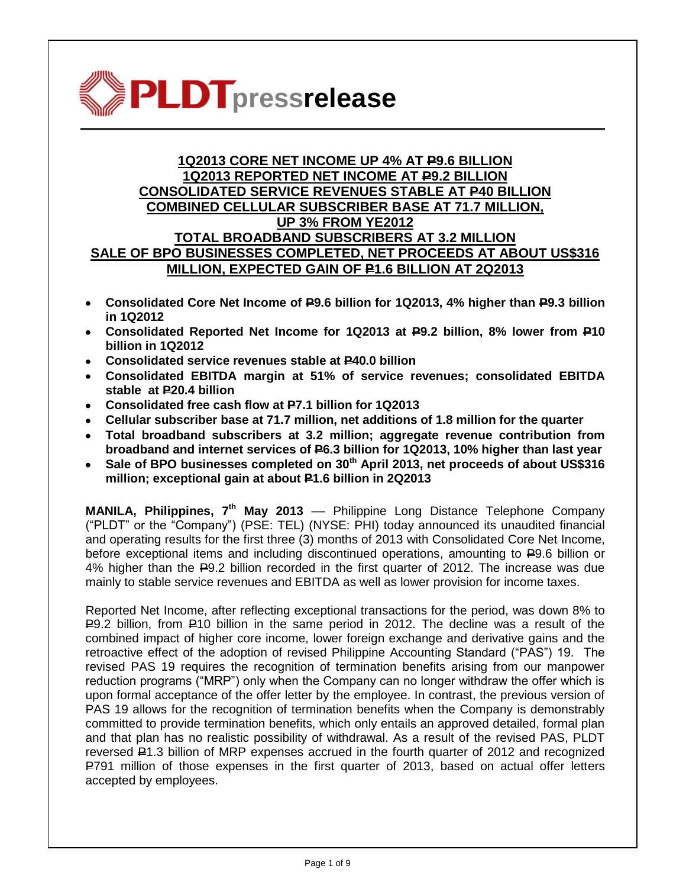**PLDT press release**

## 1Q2013 CORE NET INCOME UP 4% AT ₱9.6 BILLION
## 1Q2013 REPORTED NET INCOME AT ₱9.2 BILLION
## CONSOLIDATED SERVICE REVENUES STABLE AT ₱40 BILLION
## COMBINED CELLULAR SUBSCRIBER BASE AT 71.7 MILLION, UP 3% FROM YE2012
## TOTAL BROADBAND SUBSCRIBERS AT 3.2 MILLION
## SALE OF BPO BUSINESSES COMPLETED, NET PROCEEDS AT ABOUT US$316 MILLION, EXPECTED GAIN OF ₱1.6 BILLION AT 2Q2013

- **Consolidated Core Net Income of ₱9.6 billion for 1Q2013, 4% higher than ₱9.3 billion in 1Q2012**
- **Consolidated Reported Net Income for 1Q2013 at ₱9.2 billion, 8% lower from ₱10 billion in 1Q2012**
- **Consolidated service revenues stable at ₱40.0 billion**
- **Consolidated EBITDA margin at 51% of service revenues; consolidated EBITDA stable at ₱20.4 billion**
- **Consolidated free cash flow at ₱7.1 billion for 1Q2013**
- **Cellular subscriber base at 71.7 million, net additions of 1.8 million for the quarter**
- **Total broadband subscribers at 3.2 million; aggregate revenue contribution from broadband and internet services of ₱6.3 billion for 1Q2013, 10% higher than last year**
- **Sale of BPO businesses completed on 30th April 2013, net proceeds of about US$316 million; exceptional gain at about ₱1.6 billion in 2Q2013**

**MANILA, Philippines, 7th May 2013** — Philippine Long Distance Telephone Company ("PLDT" or the "Company") (PSE: TEL) (NYSE: PHI) today announced its unaudited financial and operating results for the first three (3) months of 2013 with Consolidated Core Net Income, before exceptional items and including discontinued operations, amounting to ₱9.6 billion or 4% higher than the ₱9.2 billion recorded in the first quarter of 2012. The increase was due mainly to stable service revenues and EBITDA as well as lower provision for income taxes.

Reported Net Income, after reflecting exceptional transactions for the period, was down 8% to ₱9.2 billion, from ₱10 billion in the same period in 2012. The decline was a result of the combined impact of higher core income, lower foreign exchange and derivative gains and the retroactive effect of the adoption of revised Philippine Accounting Standard ("PAS") 19. The revised PAS 19 requires the recognition of termination benefits arising from our manpower reduction programs ("MRP") only when the Company can no longer withdraw the offer which is upon formal acceptance of the offer letter by the employee. In contrast, the previous version of PAS 19 allows for the recognition of termination benefits when the Company is demonstrably committed to provide termination benefits, which only entails an approved detailed, formal plan and that plan has no realistic possibility of withdrawal. As a result of the revised PAS, PLDT reversed ₱1.3 billion of MRP expenses accrued in the fourth quarter of 2012 and recognized ₱791 million of those expenses in the first quarter of 2013, based on actual offer letters accepted by employees.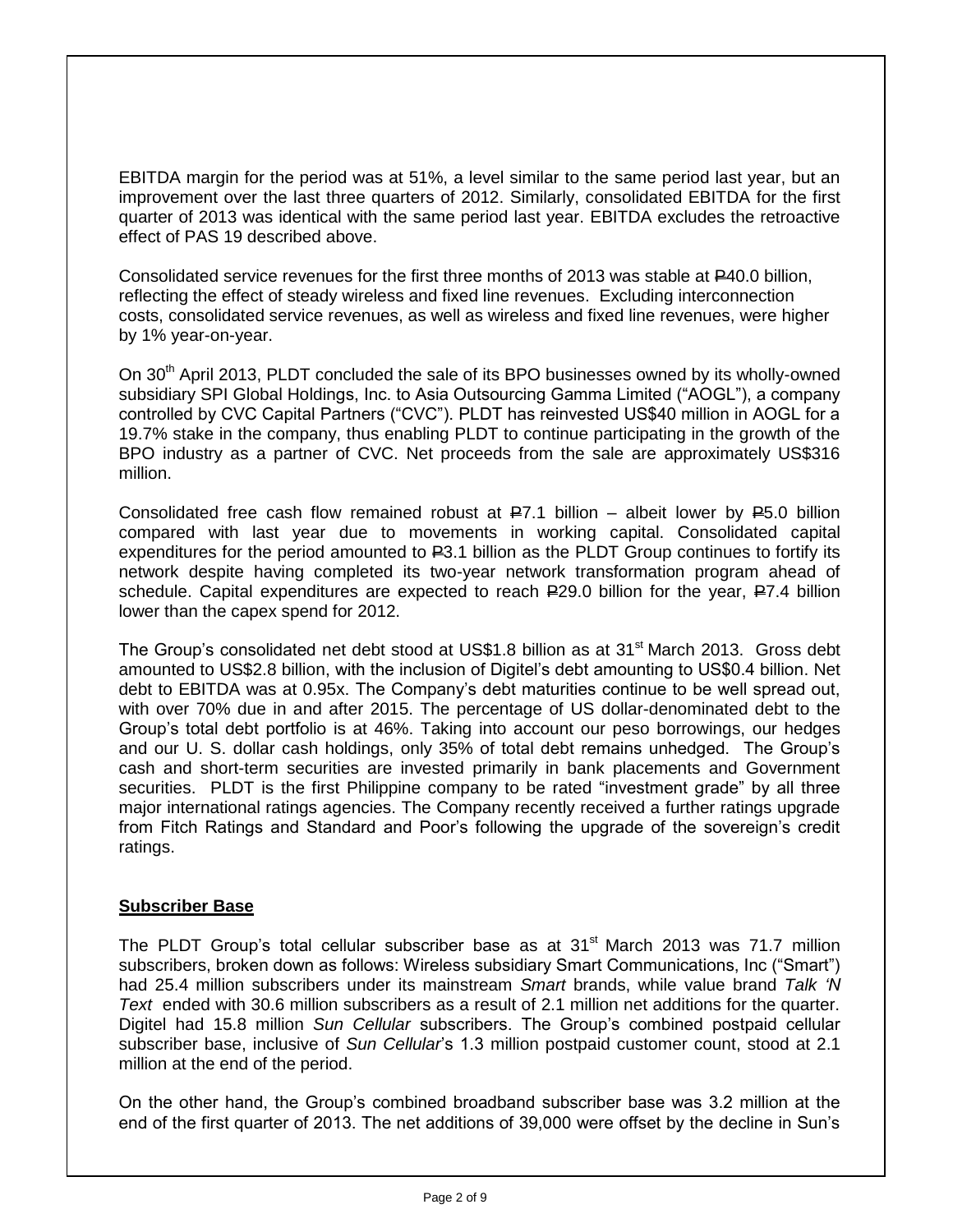EBITDA margin for the period was at 51%, a level similar to the same period last year, but an improvement over the last three quarters of 2012. Similarly, consolidated EBITDA for the first quarter of 2013 was identical with the same period last year. EBITDA excludes the retroactive effect of PAS 19 described above.

Consolidated service revenues for the first three months of 2013 was stable at ₱40.0 billion, reflecting the effect of steady wireless and fixed line revenues. Excluding interconnection costs, consolidated service revenues, as well as wireless and fixed line revenues, were higher by 1% year-on-year.

On 30th April 2013, PLDT concluded the sale of its BPO businesses owned by its wholly-owned subsidiary SPI Global Holdings, Inc. to Asia Outsourcing Gamma Limited ("AOGL"), a company controlled by CVC Capital Partners ("CVC"). PLDT has reinvested US$40 million in AOGL for a 19.7% stake in the company, thus enabling PLDT to continue participating in the growth of the BPO industry as a partner of CVC. Net proceeds from the sale are approximately US$316 million.

Consolidated free cash flow remained robust at ₱7.1 billion – albeit lower by ₱5.0 billion compared with last year due to movements in working capital. Consolidated capital expenditures for the period amounted to ₱3.1 billion as the PLDT Group continues to fortify its network despite having completed its two-year network transformation program ahead of schedule. Capital expenditures are expected to reach ₱29.0 billion for the year, ₱7.4 billion lower than the capex spend for 2012.

The Group's consolidated net debt stood at US$1.8 billion as at 31st March 2013. Gross debt amounted to US$2.8 billion, with the inclusion of Digitel's debt amounting to US$0.4 billion. Net debt to EBITDA was at 0.95x. The Company's debt maturities continue to be well spread out, with over 70% due in and after 2015. The percentage of US dollar-denominated debt to the Group's total debt portfolio is at 46%. Taking into account our peso borrowings, our hedges and our U. S. dollar cash holdings, only 35% of total debt remains unhedged. The Group's cash and short-term securities are invested primarily in bank placements and Government securities. PLDT is the first Philippine company to be rated "investment grade" by all three major international ratings agencies. The Company recently received a further ratings upgrade from Fitch Ratings and Standard and Poor's following the upgrade of the sovereign's credit ratings.

**Subscriber Base**

The PLDT Group's total cellular subscriber base as at 31st March 2013 was 71.7 million subscribers, broken down as follows: Wireless subsidiary Smart Communications, Inc ("Smart") had 25.4 million subscribers under its mainstream *Smart* brands, while value brand *Talk 'N Text* ended with 30.6 million subscribers as a result of 2.1 million net additions for the quarter. Digitel had 15.8 million *Sun Cellular* subscribers. The Group's combined postpaid cellular subscriber base, inclusive of *Sun Cellular*'s 1.3 million postpaid customer count, stood at 2.1 million at the end of the period.

On the other hand, the Group's combined broadband subscriber base was 3.2 million at the end of the first quarter of 2013. The net additions of 39,000 were offset by the decline in Sun's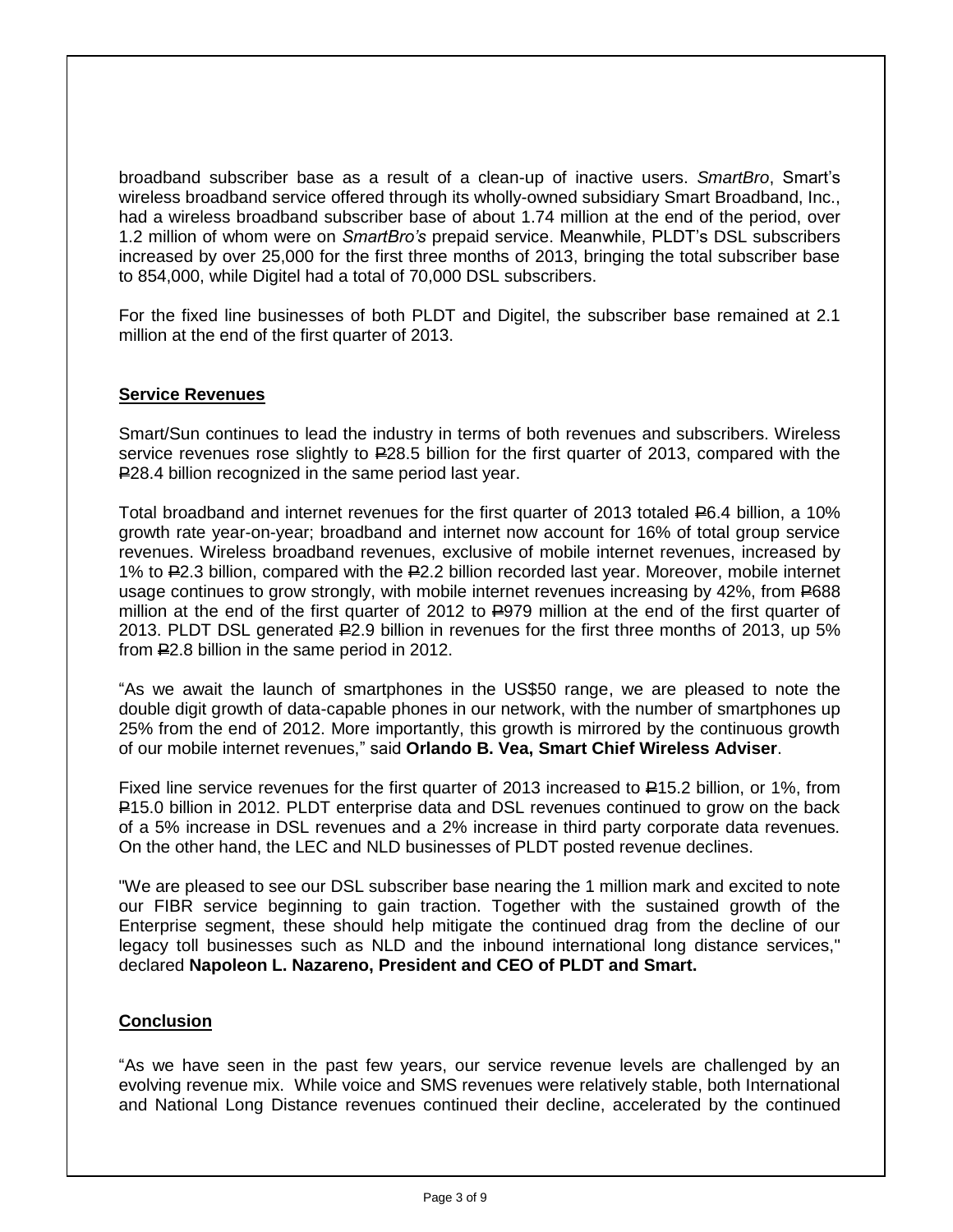broadband subscriber base as a result of a clean-up of inactive users. *SmartBro*, Smart's wireless broadband service offered through its wholly-owned subsidiary Smart Broadband, Inc., had a wireless broadband subscriber base of about 1.74 million at the end of the period, over 1.2 million of whom were on *SmartBro's* prepaid service. Meanwhile, PLDT's DSL subscribers increased by over 25,000 for the first three months of 2013, bringing the total subscriber base to 854,000, while Digitel had a total of 70,000 DSL subscribers.

For the fixed line businesses of both PLDT and Digitel, the subscriber base remained at 2.1 million at the end of the first quarter of 2013.

## Service Revenues

Smart/Sun continues to lead the industry in terms of both revenues and subscribers. Wireless service revenues rose slightly to ₱28.5 billion for the first quarter of 2013, compared with the ₱28.4 billion recognized in the same period last year.

Total broadband and internet revenues for the first quarter of 2013 totaled ₱6.4 billion, a 10% growth rate year-on-year; broadband and internet now account for 16% of total group service revenues. Wireless broadband revenues, exclusive of mobile internet revenues, increased by 1% to ₱2.3 billion, compared with the ₱2.2 billion recorded last year. Moreover, mobile internet usage continues to grow strongly, with mobile internet revenues increasing by 42%, from ₱688 million at the end of the first quarter of 2012 to ₱979 million at the end of the first quarter of 2013. PLDT DSL generated ₱2.9 billion in revenues for the first three months of 2013, up 5% from ₱2.8 billion in the same period in 2012.

"As we await the launch of smartphones in the US$50 range, we are pleased to note the double digit growth of data-capable phones in our network, with the number of smartphones up 25% from the end of 2012. More importantly, this growth is mirrored by the continuous growth of our mobile internet revenues," said **Orlando B. Vea, Smart Chief Wireless Adviser**.

Fixed line service revenues for the first quarter of 2013 increased to ₱15.2 billion, or 1%, from ₱15.0 billion in 2012. PLDT enterprise data and DSL revenues continued to grow on the back of a 5% increase in DSL revenues and a 2% increase in third party corporate data revenues. On the other hand, the LEC and NLD businesses of PLDT posted revenue declines.

"We are pleased to see our DSL subscriber base nearing the 1 million mark and excited to note our FIBR service beginning to gain traction. Together with the sustained growth of the Enterprise segment, these should help mitigate the continued drag from the decline of our legacy toll businesses such as NLD and the inbound international long distance services," declared **Napoleon L. Nazareno, President and CEO of PLDT and Smart.**

## Conclusion

"As we have seen in the past few years, our service revenue levels are challenged by an evolving revenue mix. While voice and SMS revenues were relatively stable, both International and National Long Distance revenues continued their decline, accelerated by the continued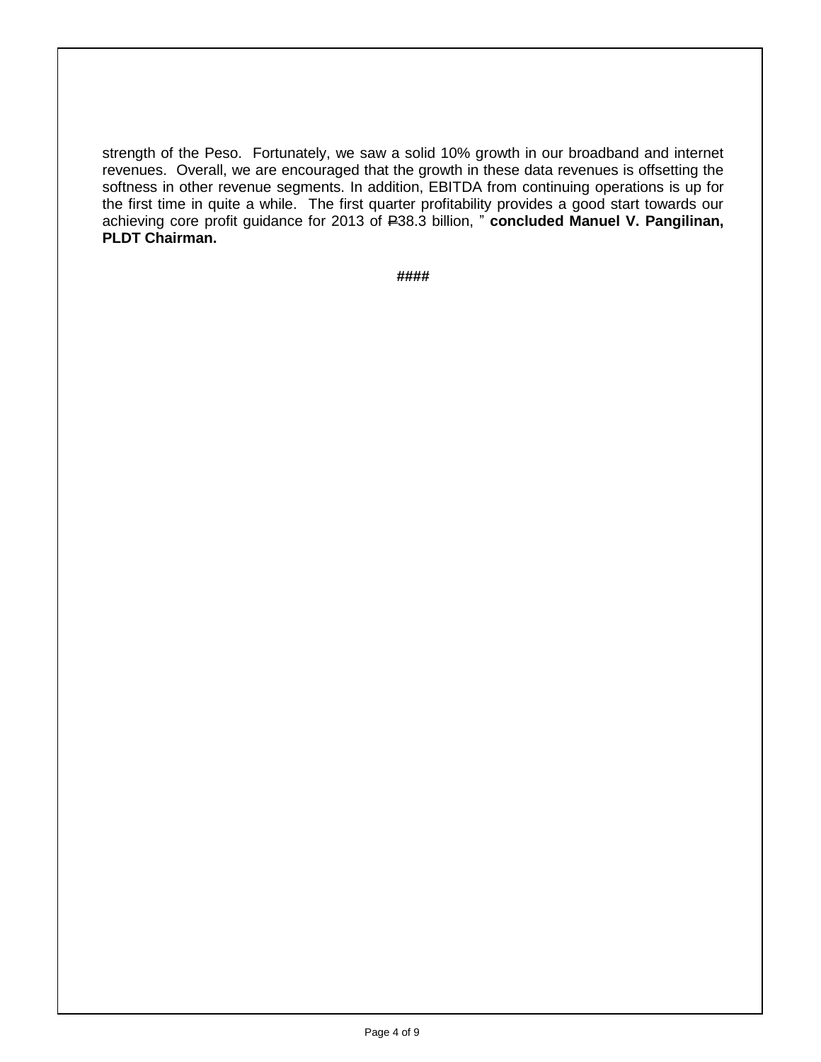strength of the Peso. Fortunately, we saw a solid 10% growth in our broadband and internet revenues. Overall, we are encouraged that the growth in these data revenues is offsetting the softness in other revenue segments. In addition, EBITDA from continuing operations is up for the first time in quite a while. The first quarter profitability provides a good start towards our achieving core profit guidance for 2013 of ₱38.3 billion, " **concluded Manuel V. Pangilinan, PLDT Chairman.**

**####**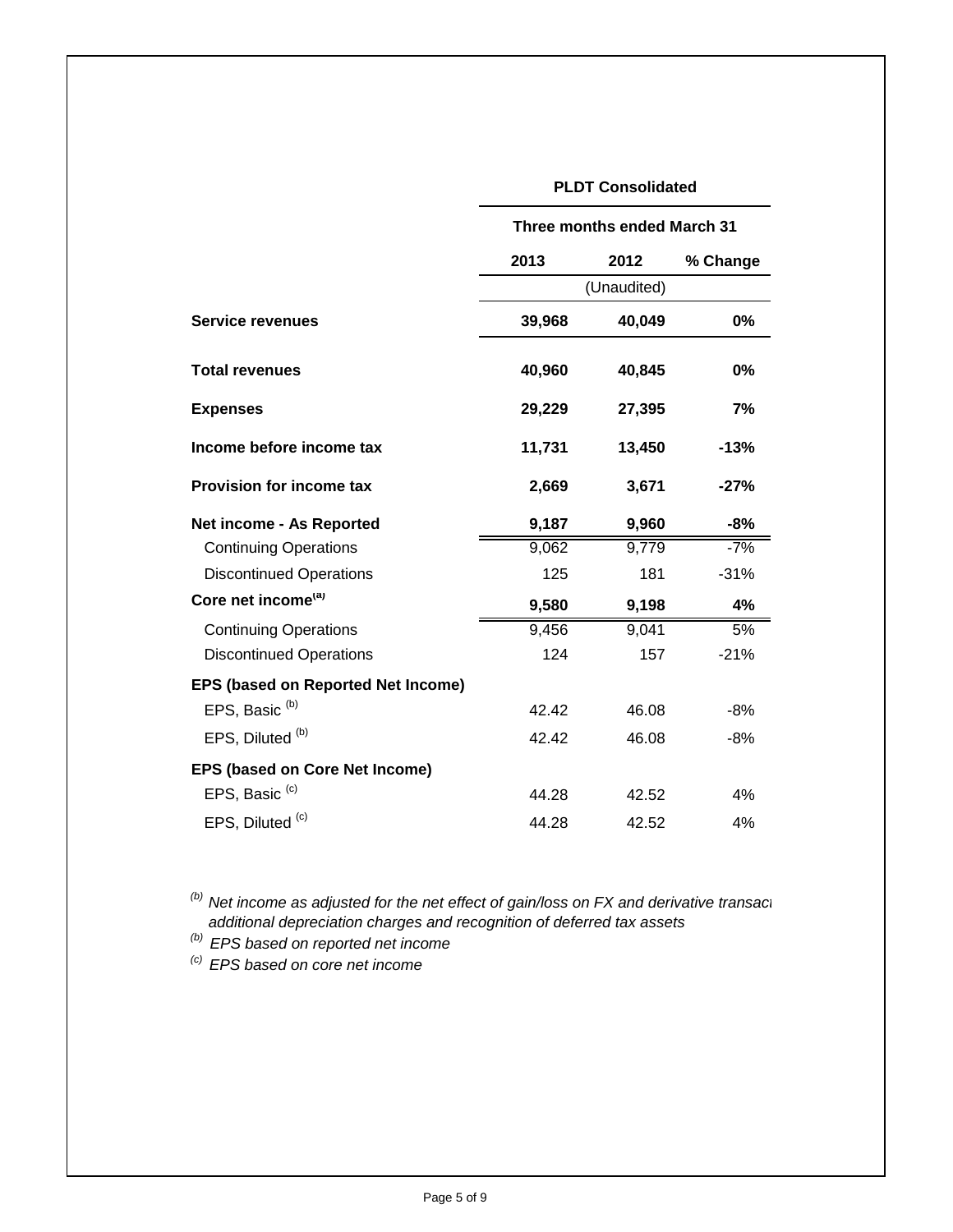| | PLDT Consolidated | | |
|---|---|---|---|
| | Three months ended March 31 | | |
| | 2013 | 2012 | % Change |
| | | (Unaudited) | |
| **Service revenues** | **39,968** | **40,049** | **0%** |
| **Total revenues** | **40,960** | **40,845** | **0%** |
| **Expenses** | **29,229** | **27,395** | **7%** |
| **Income before income tax** | **11,731** | **13,450** | **-13%** |
| **Provision for income tax** | **2,669** | **3,671** | **-27%** |
| **Net income - As Reported** | **9,187** | **9,960** | **-8%** |
| Continuing Operations | 9,062 | 9,779 | -7% |
| Discontinued Operations | 125 | 181 | -31% |
| **Core net income[a]** | **9,580** | **9,198** | **4%** |
| Continuing Operations | 9,456 | 9,041 | 5% |
| Discontinued Operations | 124 | 157 | -21% |
| **EPS (based on Reported Net Income)** | | | |
| EPS, Basic [b] | 42.42 | 46.08 | -8% |
| EPS, Diluted [b] | 42.42 | 46.08 | -8% |
| **EPS (based on Core Net Income)** | | | |
| EPS, Basic [c] | 44.28 | 42.52 | 4% |
| EPS, Diluted [c] | 44.28 | 42.52 | 4% |

[b] *Net income as adjusted for the net effect of gain/loss on FX and derivative transact additional depreciation charges and recognition of deferred tax assets*

[b] *EPS based on reported net income*

[c] *EPS based on core net income*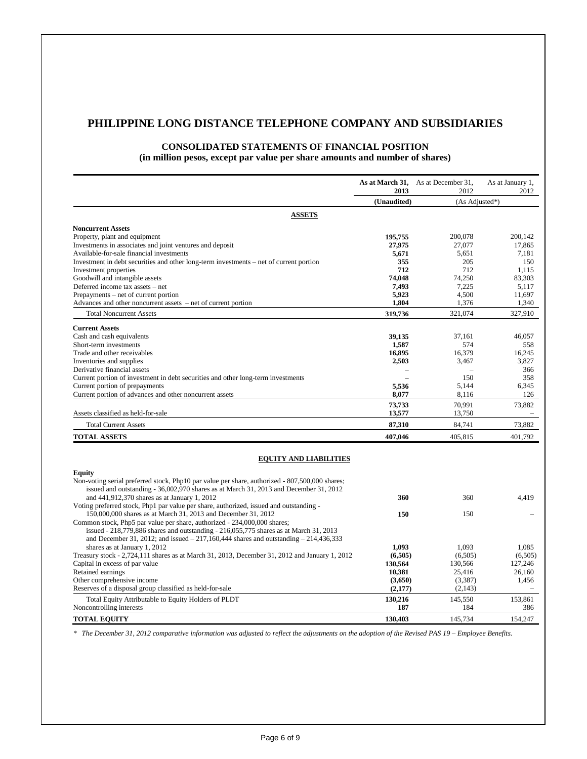# PHILIPPINE LONG DISTANCE TELEPHONE COMPANY AND SUBSIDIARIES

## CONSOLIDATED STATEMENTS OF FINANCIAL POSITION
**(in million pesos, except par value per share amounts and number of shares)**

| | As at March 31, 2013 | As at December 31, 2012 | As at January 1, 2012 |
|---|---|---|---|
| | (Unaudited) | (As Adjusted*) | |
| **ASSETS** | | | |
| **Noncurrent Assets** | | | |
| Property, plant and equipment | **195,755** | 200,078 | 200,142 |
| Investments in associates and joint ventures and deposit | **27,975** | 27,077 | 17,865 |
| Available-for-sale financial investments | **5,671** | 5,651 | 7,181 |
| Investment in debt securities and other long-term investments – net of current portion | **355** | 205 | 150 |
| Investment properties | **712** | 712 | 1,115 |
| Goodwill and intangible assets | **74,048** | 74,250 | 83,303 |
| Deferred income tax assets – net | **7,493** | 7,225 | 5,117 |
| Prepayments – net of current portion | **5,923** | 4,500 | 11,697 |
| Advances and other noncurrent assets – net of current portion | **1,804** | 1,376 | 1,340 |
| Total Noncurrent Assets | **319,736** | 321,074 | 327,910 |
| **Current Assets** | | | |
| Cash and cash equivalents | **39,135** | 37,161 | 46,057 |
| Short-term investments | **1,587** | 574 | 558 |
| Trade and other receivables | **16,895** | 16,379 | 16,245 |
| Inventories and supplies | **2,503** | 3,467 | 3,827 |
| Derivative financial assets | **–** | – | 366 |
| Current portion of investment in debt securities and other long-term investments | **–** | 150 | 358 |
| Current portion of prepayments | **5,536** | 5,144 | 6,345 |
| Current portion of advances and other noncurrent assets | **8,077** | 8,116 | 126 |
| | **73,733** | 70,991 | 73,882 |
| Assets classified as held-for-sale | **13,577** | 13,750 | – |
| Total Current Assets | **87,310** | 84,741 | 73,882 |
| **TOTAL ASSETS** | **407,046** | 405,815 | 401,792 |
| **EQUITY AND LIABILITIES** | | | |
| **Equity** | | | |
| Non-voting serial preferred stock, Php10 par value per share, authorized - 807,500,000 shares; issued and outstanding - 36,002,970 shares as at March 31, 2013 and December 31, 2012 and 441,912,370 shares as at January 1, 2012 | **360** | 360 | 4,419 |
| Voting preferred stock, Php1 par value per share, authorized, issued and outstanding - 150,000,000 shares as at March 31, 2013 and December 31, 2012 | **150** | 150 | – |
| Common stock, Php5 par value per share, authorized - 234,000,000 shares; issued - 218,779,886 shares and outstanding - 216,055,775 shares as at March 31, 2013 and December 31, 2012; and issued – 217,160,444 shares and outstanding – 214,436,333 shares as at January 1, 2012 | **1,093** | 1,093 | 1,085 |
| Treasury stock - 2,724,111 shares as at March 31, 2013, December 31, 2012 and January 1, 2012 | **(6,505)** | (6,505) | (6,505) |
| Capital in excess of par value | **130,564** | 130,566 | 127,246 |
| Retained earnings | **10,381** | 25,416 | 26,160 |
| Other comprehensive income | **(3,650)** | (3,387) | 1,456 |
| Reserves of a disposal group classified as held-for-sale | **(2,177)** | (2,143) | – |
| Total Equity Attributable to Equity Holders of PLDT | **130,216** | 145,550 | 153,861 |
| Noncontrolling interests | **187** | 184 | 386 |
| **TOTAL EQUITY** | **130,403** | 145,734 | 154,247 |

*\* The December 31, 2012 comparative information was adjusted to reflect the adjustments on the adoption of the Revised PAS 19 – Employee Benefits.*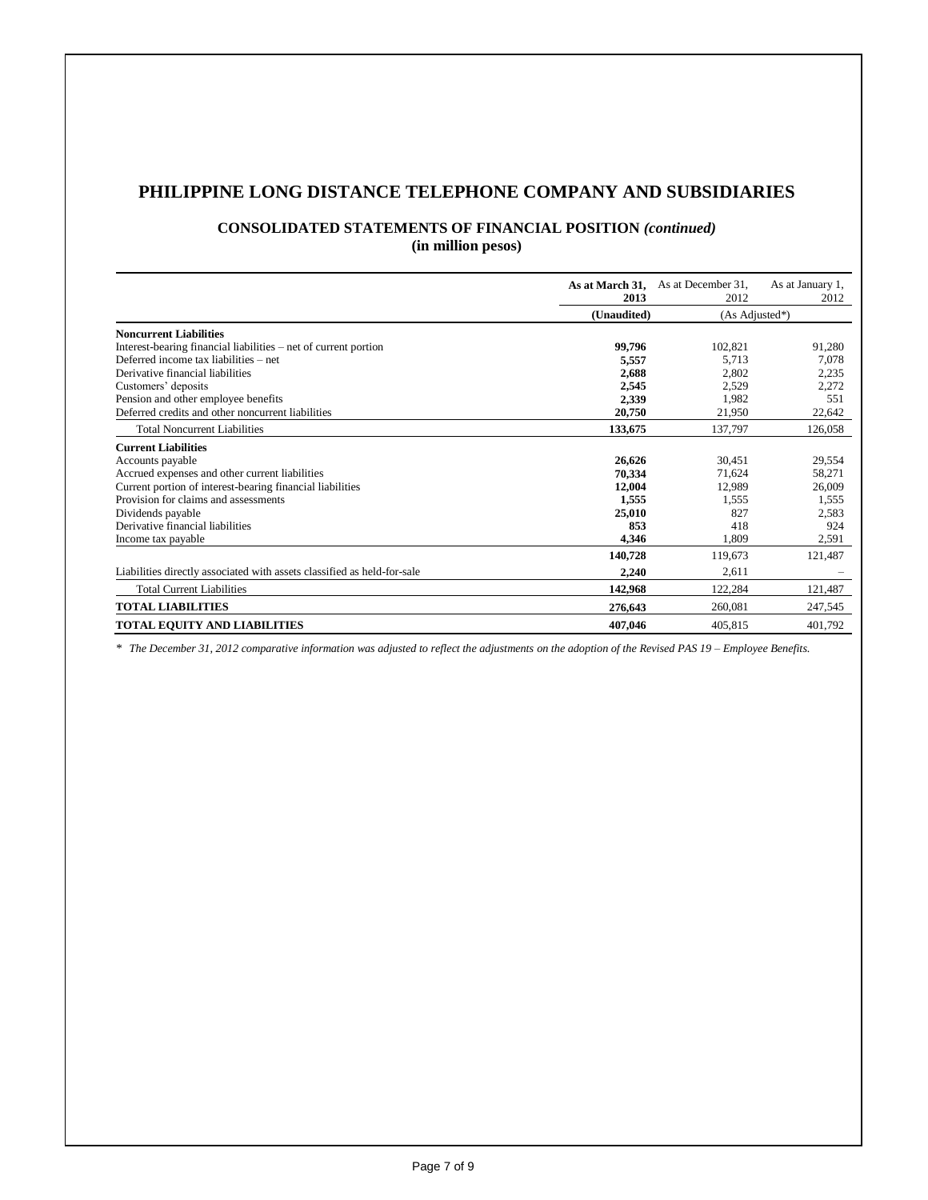# PHILIPPINE LONG DISTANCE TELEPHONE COMPANY AND SUBSIDIARIES

## CONSOLIDATED STATEMENTS OF FINANCIAL POSITION *(continued)*
**(in million pesos)**

| | As at March 31, 2013 | As at December 31, 2012 | As at January 1, 2012 |
|---|---|---|---|
| | (Unaudited) | (As Adjusted*) | |
| **Noncurrent Liabilities** | | | |
| Interest-bearing financial liabilities – net of current portion | **99,796** | 102,821 | 91,280 |
| Deferred income tax liabilities – net | **5,557** | 5,713 | 7,078 |
| Derivative financial liabilities | **2,688** | 2,802 | 2,235 |
| Customers' deposits | **2,545** | 2,529 | 2,272 |
| Pension and other employee benefits | **2,339** | 1,982 | 551 |
| Deferred credits and other noncurrent liabilities | **20,750** | 21,950 | 22,642 |
| Total Noncurrent Liabilities | **133,675** | 137,797 | 126,058 |
| **Current Liabilities** | | | |
| Accounts payable | **26,626** | 30,451 | 29,554 |
| Accrued expenses and other current liabilities | **70,334** | 71,624 | 58,271 |
| Current portion of interest-bearing financial liabilities | **12,004** | 12,989 | 26,009 |
| Provision for claims and assessments | **1,555** | 1,555 | 1,555 |
| Dividends payable | **25,010** | 827 | 2,583 |
| Derivative financial liabilities | **853** | 418 | 924 |
| Income tax payable | **4,346** | 1,809 | 2,591 |
| | **140,728** | 119,673 | 121,487 |
| Liabilities directly associated with assets classified as held-for-sale | **2,240** | 2,611 | – |
| Total Current Liabilities | **142,968** | 122,284 | 121,487 |
| **TOTAL LIABILITIES** | **276,643** | 260,081 | 247,545 |
| **TOTAL EQUITY AND LIABILITIES** | **407,046** | 405,815 | 401,792 |

*\* The December 31, 2012 comparative information was adjusted to reflect the adjustments on the adoption of the Revised PAS 19 – Employee Benefits.*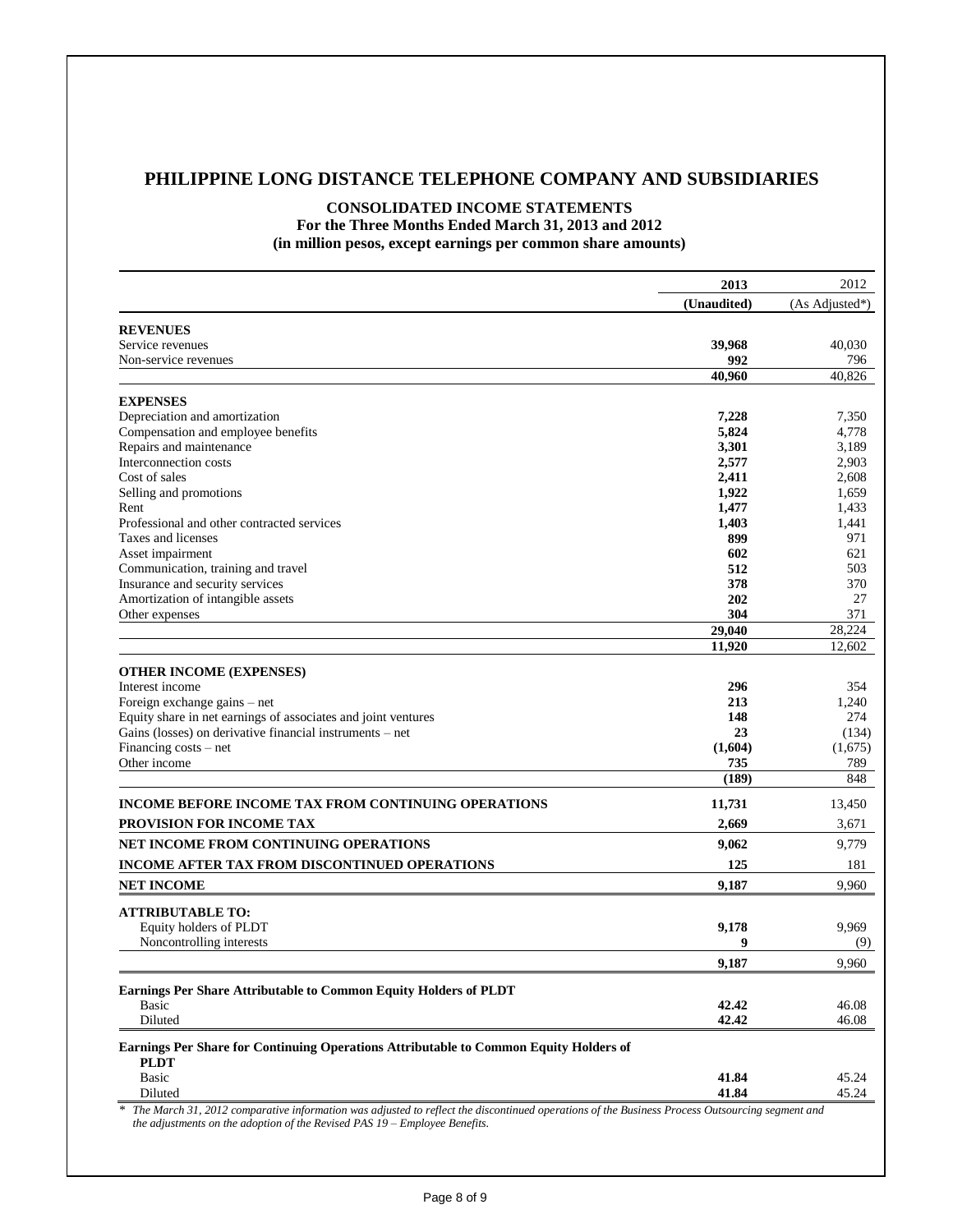# PHILIPPINE LONG DISTANCE TELEPHONE COMPANY AND SUBSIDIARIES

## CONSOLIDATED INCOME STATEMENTS
**For the Three Months Ended March 31, 2013 and 2012**
**(in million pesos, except earnings per common share amounts)**

| | **2013** | 2012 |
|---|---|---|
| | **(Unaudited)** | (As Adjusted*) |
| **REVENUES** | | |
| Service revenues | **39,968** | 40,030 |
| Non-service revenues | **992** | 796 |
| | **40,960** | 40,826 |
| **EXPENSES** | | |
| Depreciation and amortization | **7,228** | 7,350 |
| Compensation and employee benefits | **5,824** | 4,778 |
| Repairs and maintenance | **3,301** | 3,189 |
| Interconnection costs | **2,577** | 2,903 |
| Cost of sales | **2,411** | 2,608 |
| Selling and promotions | **1,922** | 1,659 |
| Rent | **1,477** | 1,433 |
| Professional and other contracted services | **1,403** | 1,441 |
| Taxes and licenses | **899** | 971 |
| Asset impairment | **602** | 621 |
| Communication, training and travel | **512** | 503 |
| Insurance and security services | **378** | 370 |
| Amortization of intangible assets | **202** | 27 |
| Other expenses | **304** | 371 |
| | **29,040** | 28,224 |
| | **11,920** | 12,602 |
| **OTHER INCOME (EXPENSES)** | | |
| Interest income | **296** | 354 |
| Foreign exchange gains – net | **213** | 1,240 |
| Equity share in net earnings of associates and joint ventures | **148** | 274 |
| Gains (losses) on derivative financial instruments – net | **23** | (134) |
| Financing costs – net | **(1,604)** | (1,675) |
| Other income | **735** | 789 |
| | **(189)** | 848 |
| **INCOME BEFORE INCOME TAX FROM CONTINUING OPERATIONS** | **11,731** | 13,450 |
| **PROVISION FOR INCOME TAX** | **2,669** | 3,671 |
| **NET INCOME FROM CONTINUING OPERATIONS** | **9,062** | 9,779 |
| **INCOME AFTER TAX FROM DISCONTINUED OPERATIONS** | **125** | 181 |
| **NET INCOME** | **9,187** | 9,960 |
| **ATTRIBUTABLE TO:** | | |
| Equity holders of PLDT | **9,178** | 9,969 |
| Noncontrolling interests | **9** | (9) |
| | **9,187** | 9,960 |
| **Earnings Per Share Attributable to Common Equity Holders of PLDT** | | |
| Basic | **42.42** | 46.08 |
| Diluted | **42.42** | 46.08 |
| **Earnings Per Share for Continuing Operations Attributable to Common Equity Holders of PLDT** | | |
| Basic | **41.84** | 45.24 |
| Diluted | **41.84** | 45.24 |

*\* The March 31, 2012 comparative information was adjusted to reflect the discontinued operations of the Business Process Outsourcing segment and the adjustments on the adoption of the Revised PAS 19 – Employee Benefits.*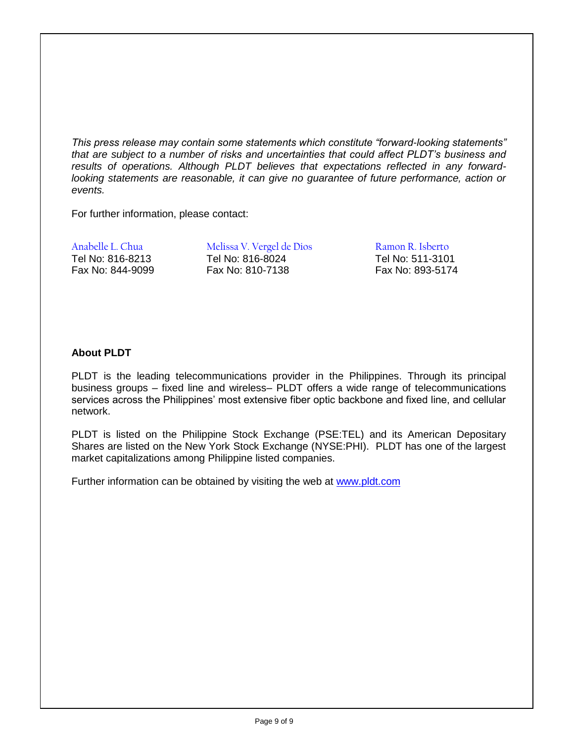*This press release may contain some statements which constitute "forward-looking statements" that are subject to a number of risks and uncertainties that could affect PLDT's business and results of operations. Although PLDT believes that expectations reflected in any forward-looking statements are reasonable, it can give no guarantee of future performance, action or events.*

For further information, please contact:

| | | |
|---|---|---|
| Anabelle L. Chua | Melissa V. Vergel de Dios | Ramon R. Isberto |
| Tel No: 816-8213 | Tel No: 816-8024 | Tel No: 511-3101 |
| Fax No: 844-9099 | Fax No: 810-7138 | Fax No: 893-5174 |

**About PLDT**

PLDT is the leading telecommunications provider in the Philippines. Through its principal business groups – fixed line and wireless– PLDT offers a wide range of telecommunications services across the Philippines' most extensive fiber optic backbone and fixed line, and cellular network.

PLDT is listed on the Philippine Stock Exchange (PSE:TEL) and its American Depositary Shares are listed on the New York Stock Exchange (NYSE:PHI). PLDT has one of the largest market capitalizations among Philippine listed companies.

Further information can be obtained by visiting the web at www.pldt.com